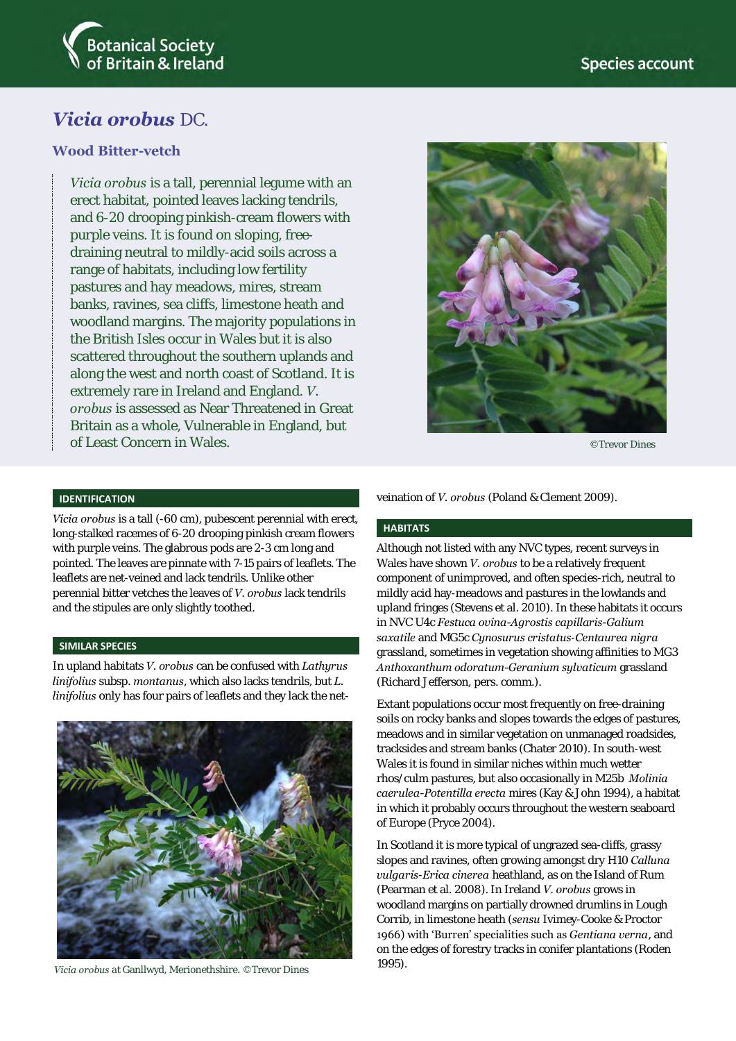Botanical Society of Britain & Ireland

Species account

# *Vicia orobus* DC.

## Wood Bitter-vetch

*Vicia orobus* is a tall, perennial legume with an erect habitat, pointed leaves lacking tendrils, and 6-20 drooping pinkish-cream flowers with purple veins. It is found on sloping, free-draining neutral to mildly-acid soils across a range of habitats, including low fertility pastures and hay meadows, mires, stream banks, ravines, sea cliffs, limestone heath and woodland margins. The majority populations in the British Isles occur in Wales but it is also scattered throughout the southern uplands and along the west and north coast of Scotland. It is extremely rare in Ireland and England. *V. orobus* is assessed as Near Threatened in Great Britain as a whole, Vulnerable in England, but of Least Concern in Wales.

©Trevor Dines

### IDENTIFICATION

*Vicia orobus* is a tall (-60 cm), pubescent perennial with erect, long-stalked racemes of 6-20 drooping pinkish cream flowers with purple veins. The glabrous pods are 2-3 cm long and pointed. The leaves are pinnate with 7-15 pairs of leaflets. The leaflets are net-veined and lack tendrils. Unlike other perennial bitter vetches the leaves of *V. orobus* lack tendrils and the stipules are only slightly toothed.

### SIMILAR SPECIES

In upland habitats *V. orobus* can be confused with *Lathyrus linifolius* subsp. *montanus*, which also lacks tendrils, but *L. linifolius* only has four pairs of leaflets and they lack the net-veination of *V. orobus* (Poland & Clement 2009).

*Vicia orobus* at Ganllwyd, Merionethshire. ©Trevor Dines

### HABITATS

Although not listed with any NVC types, recent surveys in Wales have shown *V. orobus* to be a relatively frequent component of unimproved, and often species-rich, neutral to mildly acid hay-meadows and pastures in the lowlands and upland fringes (Stevens et al. 2010). In these habitats it occurs in NVC U4c *Festuca ovina-Agrostis capillaris-Galium saxatile* and MG5c *Cynosurus cristatus-Centaurea nigra* grassland, sometimes in vegetation showing affinities to MG3 *Anthoxanthum odoratum-Geranium sylvaticum* grassland (Richard Jefferson, pers. comm.).

Extant populations occur most frequently on free-draining soils on rocky banks and slopes towards the edges of pastures, meadows and in similar vegetation on unmanaged roadsides, tracksides and stream banks (Chater 2010). In south-west Wales it is found in similar niches within much wetter rhos/culm pastures, but also occasionally in M25b *Molinia caerulea-Potentilla erecta* mires (Kay & John 1994), a habitat in which it probably occurs throughout the western seaboard of Europe (Pryce 2004).

In Scotland it is more typical of ungrazed sea-cliffs, grassy slopes and ravines, often growing amongst dry H10 *Calluna vulgaris-Erica cinerea* heathland, as on the Island of Rum (Pearman et al. 2008). In Ireland *V. orobus* grows in woodland margins on partially drowned drumlins in Lough Corrib, in limestone heath (*sensu* Ivimey-Cooke & Proctor 1966) with 'Burren' specialities such as *Gentiana verna*, and on the edges of forestry tracks in conifer plantations (Roden 1995).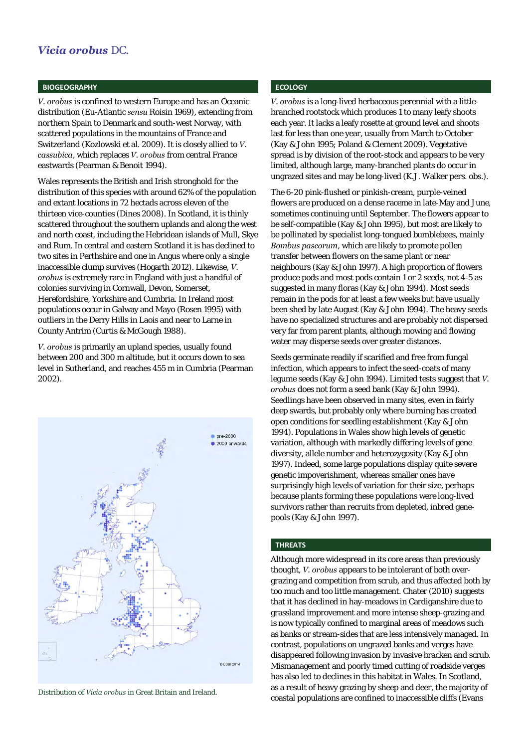# *Vicia orobus* DC.

## BIOGEOGRAPHY

*V. orobus* is confined to western Europe and has an Oceanic distribution (Eu-Atlantic *sensu* Roisin 1969), extending from northern Spain to Denmark and south-west Norway, with scattered populations in the mountains of France and Switzerland (Kozlowski et al. 2009). It is closely allied to *V. cassubica*, which replaces *V. orobus* from central France eastwards (Pearman & Benoit 1994).

Wales represents the British and Irish stronghold for the distribution of this species with around 62% of the population and extant locations in 72 hectads across eleven of the thirteen vice-counties (Dines 2008). In Scotland, it is thinly scattered throughout the southern uplands and along the west and north coast, including the Hebridean islands of Mull, Skye and Rum. In central and eastern Scotland it is has declined to two sites in Perthshire and one in Angus where only a single inaccessible clump survives (Hogarth 2012). Likewise, *V. orobus* is extremely rare in England with just a handful of colonies surviving in Cornwall, Devon, Somerset, Herefordshire, Yorkshire and Cumbria. In Ireland most populations occur in Galway and Mayo (Rosen 1995) with outliers in the Derry Hills in Laois and near to Larne in County Antrim (Curtis & McGough 1988).

*V. orobus* is primarily an upland species, usually found between 200 and 300 m altitude, but it occurs down to sea level in Sutherland, and reaches 455 m in Cumbria (Pearman 2002).

Distribution of *Vicia orobus* in Great Britain and Ireland.

## ECOLOGY

*V. orobus* is a long-lived herbaceous perennial with a little-branched rootstock which produces 1 to many leafy shoots each year. It lacks a leafy rosette at ground level and shoots last for less than one year, usually from March to October (Kay & John 1995; Poland & Clement 2009). Vegetative spread is by division of the root-stock and appears to be very limited, although large, many-branched plants do occur in ungrazed sites and may be long-lived (K.J. Walker pers. obs.).

The 6-20 pink-flushed or pinkish-cream, purple-veined flowers are produced on a dense raceme in late-May and June, sometimes continuing until September. The flowers appear to be self-compatible (Kay & John 1995), but most are likely to be pollinated by specialist long-tongued bumblebees, mainly *Bombus pascorum*, which are likely to promote pollen transfer between flowers on the same plant or near neighbours (Kay & John 1997). A high proportion of flowers produce pods and most pods contain 1 or 2 seeds, not 4-5 as suggested in many floras (Kay & John 1994). Most seeds remain in the pods for at least a few weeks but have usually been shed by late August (Kay & John 1994). The heavy seeds have no specialized structures and are probably not dispersed very far from parent plants, although mowing and flowing water may disperse seeds over greater distances.

Seeds germinate readily if scarified and free from fungal infection, which appears to infect the seed-coats of many legume seeds (Kay & John 1994). Limited tests suggest that *V. orobus* does not form a seed bank (Kay & John 1994). Seedlings have been observed in many sites, even in fairly deep swards, but probably only where burning has created open conditions for seedling establishment (Kay & John 1994). Populations in Wales show high levels of genetic variation, although with markedly differing levels of gene diversity, allele number and heterozygosity (Kay & John 1997). Indeed, some large populations display quite severe genetic impoverishment, whereas smaller ones have surprisingly high levels of variation for their size, perhaps because plants forming these populations were long-lived survivors rather than recruits from depleted, inbred gene-pools (Kay & John 1997).

## THREATS

Although more widespread in its core areas than previously thought, *V. orobus* appears to be intolerant of both over-grazing and competition from scrub, and thus affected both by too much and too little management. Chater (2010) suggests that it has declined in hay-meadows in Cardiganshire due to grassland improvement and more intense sheep-grazing and is now typically confined to marginal areas of meadows such as banks or stream-sides that are less intensively managed. In contrast, populations on ungrazed banks and verges have disappeared following invasion by invasive bracken and scrub. Mismanagement and poorly timed cutting of roadside verges has also led to declines in this habitat in Wales. In Scotland, as a result of heavy grazing by sheep and deer, the majority of coastal populations are confined to inaccessible cliffs (Evans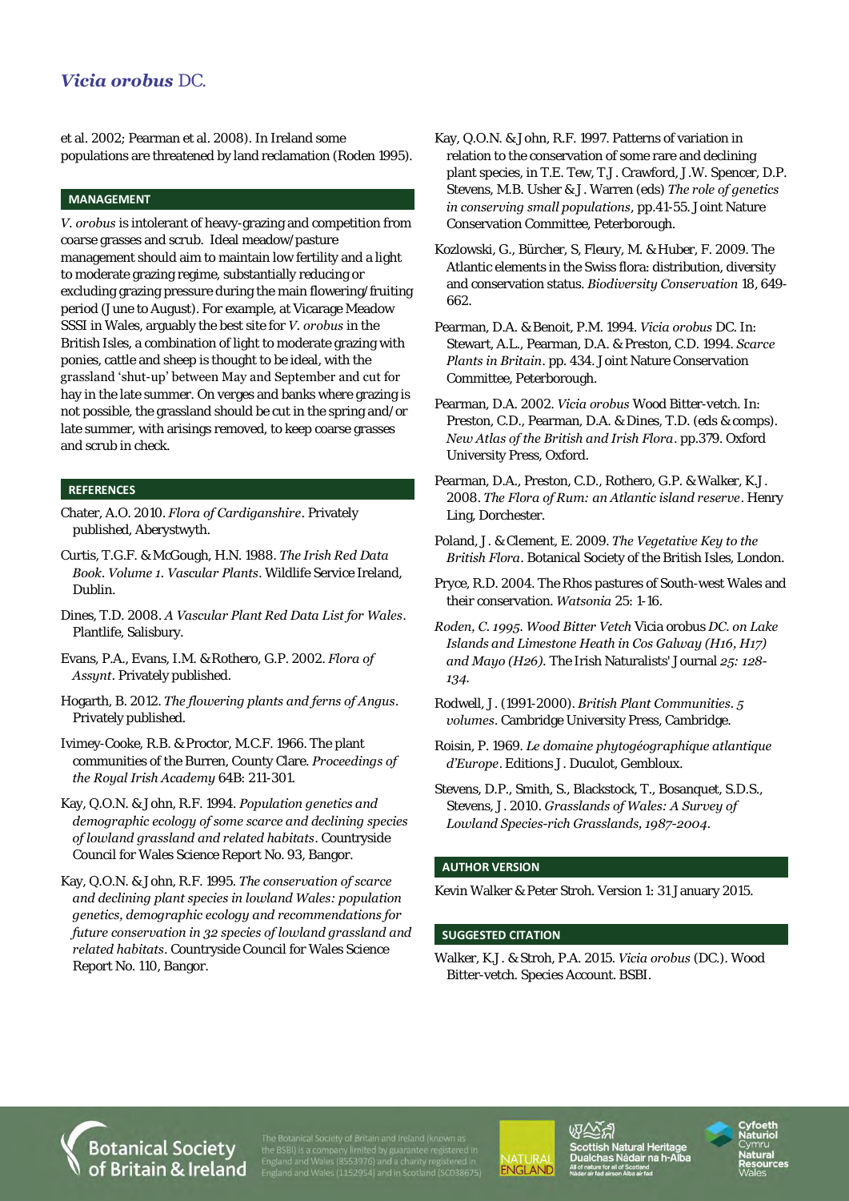et al. 2002; Pearman et al. 2008). In Ireland some populations are threatened by land reclamation (Roden 1995).

## MANAGEMENT

*V. orobus* is intolerant of heavy-grazing and competition from coarse grasses and scrub. Ideal meadow/pasture management should aim to maintain low fertility and a light to moderate grazing regime, substantially reducing or excluding grazing pressure during the main flowering/fruiting period (June to August). For example, at Vicarage Meadow SSSI in Wales, arguably the best site for *V. orobus* in the British Isles, a combination of light to moderate grazing with ponies, cattle and sheep is thought to be ideal, with the grassland 'shut-up' between May and September and cut for hay in the late summer. On verges and banks where grazing is not possible, the grassland should be cut in the spring and/or late summer, with arisings removed, to keep coarse grasses and scrub in check.

## REFERENCES

Chater, A.O. 2010. *Flora of Cardiganshire*. Privately published, Aberystwyth.

Curtis, T.G.F. & McGough, H.N. 1988. *The Irish Red Data Book. Volume 1. Vascular Plants*. Wildlife Service Ireland, Dublin.

Dines, T.D. 2008. *A Vascular Plant Red Data List for Wales*. Plantlife, Salisbury.

Evans, P.A., Evans, I.M. & Rothero, G.P. 2002. *Flora of Assynt*. Privately published.

Hogarth, B. 2012. *The flowering plants and ferns of Angus*. Privately published.

Ivimey-Cooke, R.B. & Proctor, M.C.F. 1966. The plant communities of the Burren, County Clare. *Proceedings of the Royal Irish Academy* 64B: 211-301.

Kay, Q.O.N. & John, R.F. 1994. *Population genetics and demographic ecology of some scarce and declining species of lowland grassland and related habitats*. Countryside Council for Wales Science Report No. 93, Bangor.

Kay, Q.O.N. & John, R.F. 1995. *The conservation of scarce and declining plant species in lowland Wales: population genetics, demographic ecology and recommendations for future conservation in 32 species of lowland grassland and related habitats*. Countryside Council for Wales Science Report No. 110, Bangor.

Kay, Q.O.N. & John, R.F. 1997. Patterns of variation in relation to the conservation of some rare and declining plant species, in T.E. Tew, T.J. Crawford, J.W. Spencer, D.P. Stevens, M.B. Usher & J. Warren (eds) *The role of genetics in conserving small populations*, pp.41-55. Joint Nature Conservation Committee, Peterborough.

Kozlowski, G., Bürcher, S, Fleury, M. & Huber, F. 2009. The Atlantic elements in the Swiss flora: distribution, diversity and conservation status. *Biodiversity Conservation* 18, 649-662.

Pearman, D.A. & Benoit, P.M. 1994. *Vicia orobus* DC. In: Stewart, A.L., Pearman, D.A. & Preston, C.D. 1994. *Scarce Plants in Britain*. pp. 434. Joint Nature Conservation Committee, Peterborough.

Pearman, D.A. 2002. *Vicia orobus* Wood Bitter-vetch. In: Preston, C.D., Pearman, D.A. & Dines, T.D. (eds & comps). *New Atlas of the British and Irish Flora*. pp.379. Oxford University Press, Oxford.

Pearman, D.A., Preston, C.D., Rothero, G.P. & Walker, K.J. 2008. *The Flora of Rum: an Atlantic island reserve*. Henry Ling, Dorchester.

Poland, J. & Clement, E. 2009. *The Vegetative Key to the British Flora*. Botanical Society of the British Isles, London.

Pryce, R.D. 2004. The Rhos pastures of South-west Wales and their conservation. *Watsonia* 25: 1-16.

*Roden, C. 1995. Wood Bitter Vetch* Vicia orobus *DC. on Lake Islands and Limestone Heath in Cos Galway (H16, H17) and Mayo (H26).* The Irish Naturalists' Journal *25: 128-134.*

Rodwell, J. (1991-2000). *British Plant Communities. 5 volumes*. Cambridge University Press, Cambridge.

Roisin, P. 1969. *Le domaine phytogéographique atlantique d'Europe*. Editions J. Duculot, Gembloux.

Stevens, D.P., Smith, S., Blackstock, T., Bosanquet, S.D.S., Stevens, J. 2010. *Grasslands of Wales: A Survey of Lowland Species-rich Grasslands, 1987-2004*.

## AUTHOR VERSION

Kevin Walker & Peter Stroh. Version 1: 31 January 2015.

## SUGGESTED CITATION

Walker, K.J. & Stroh, P.A. 2015. *Vicia orobus* (DC.). Wood Bitter-vetch. Species Account. BSBI.